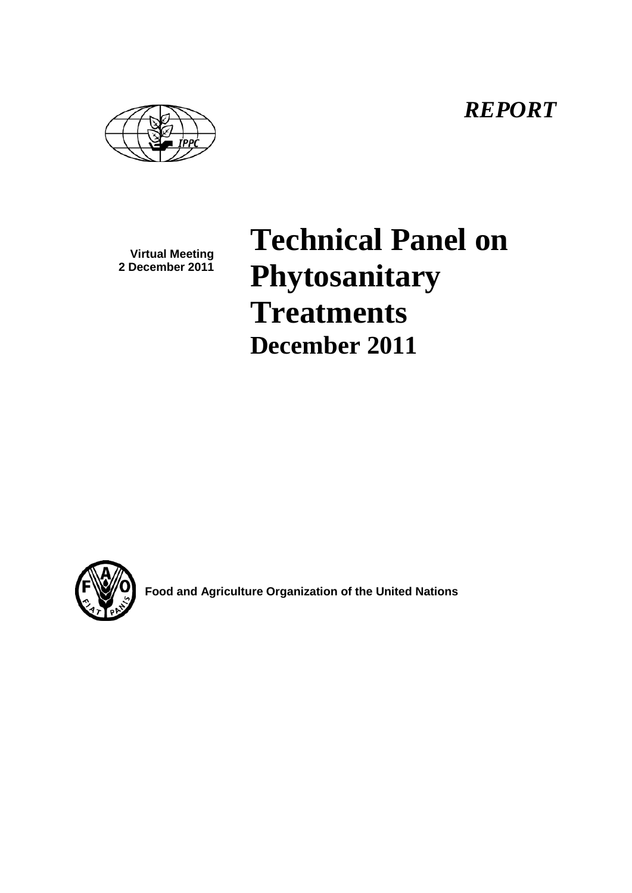*REPORT*

**Virtual Meeting**
**2 December 2011**

# Technical Panel on Phytosanitary Treatments

## December 2011

**Food and Agriculture Organization of the United Nations**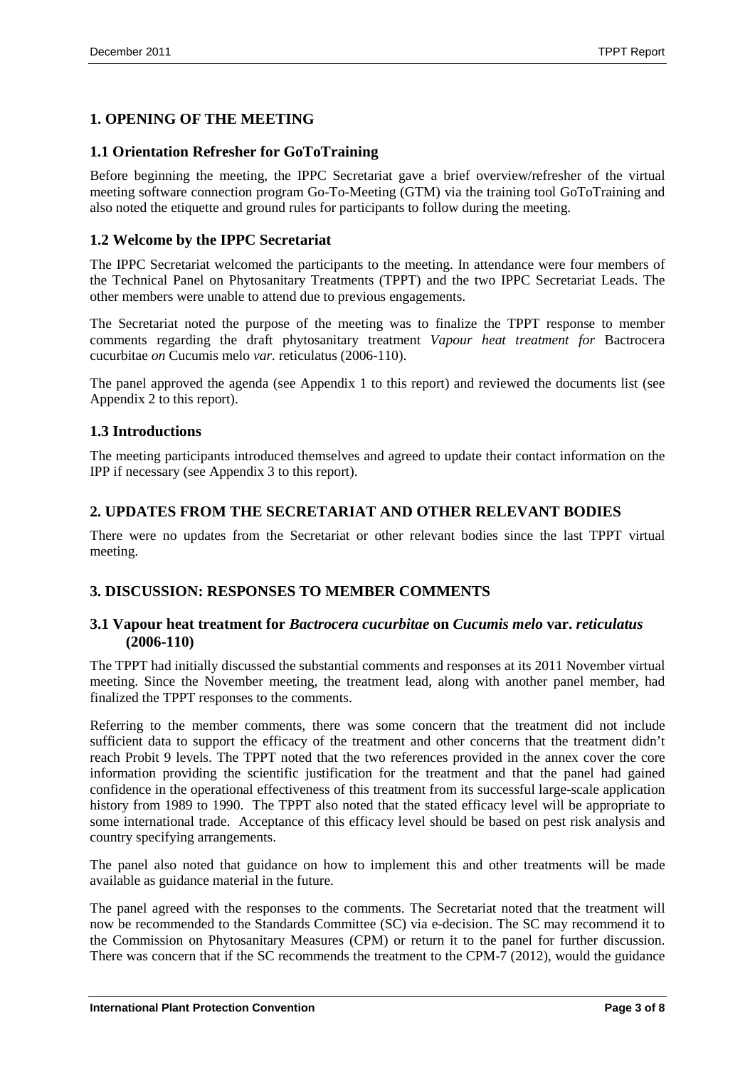## 1. OPENING OF THE MEETING

### 1.1 Orientation Refresher for GoToTraining

Before beginning the meeting, the IPPC Secretariat gave a brief overview/refresher of the virtual meeting software connection program Go-To-Meeting (GTM) via the training tool GoToTraining and also noted the etiquette and ground rules for participants to follow during the meeting.

### 1.2 Welcome by the IPPC Secretariat

The IPPC Secretariat welcomed the participants to the meeting. In attendance were four members of the Technical Panel on Phytosanitary Treatments (TPPT) and the two IPPC Secretariat Leads. The other members were unable to attend due to previous engagements.

The Secretariat noted the purpose of the meeting was to finalize the TPPT response to member comments regarding the draft phytosanitary treatment *Vapour heat treatment for* Bactrocera cucurbitae *on* Cucumis melo *var.* reticulatus (2006-110).

The panel approved the agenda (see Appendix 1 to this report) and reviewed the documents list (see Appendix 2 to this report).

### 1.3 Introductions

The meeting participants introduced themselves and agreed to update their contact information on the IPP if necessary (see Appendix 3 to this report).

## 2. UPDATES FROM THE SECRETARIAT AND OTHER RELEVANT BODIES

There were no updates from the Secretariat or other relevant bodies since the last TPPT virtual meeting.

## 3. DISCUSSION: RESPONSES TO MEMBER COMMENTS

### 3.1 Vapour heat treatment for *Bactrocera cucurbitae* on *Cucumis melo* var. *reticulatus* (2006-110)

The TPPT had initially discussed the substantial comments and responses at its 2011 November virtual meeting. Since the November meeting, the treatment lead, along with another panel member, had finalized the TPPT responses to the comments.

Referring to the member comments, there was some concern that the treatment did not include sufficient data to support the efficacy of the treatment and other concerns that the treatment didn't reach Probit 9 levels. The TPPT noted that the two references provided in the annex cover the core information providing the scientific justification for the treatment and that the panel had gained confidence in the operational effectiveness of this treatment from its successful large-scale application history from 1989 to 1990. The TPPT also noted that the stated efficacy level will be appropriate to some international trade. Acceptance of this efficacy level should be based on pest risk analysis and country specifying arrangements.

The panel also noted that guidance on how to implement this and other treatments will be made available as guidance material in the future.

The panel agreed with the responses to the comments. The Secretariat noted that the treatment will now be recommended to the Standards Committee (SC) via e-decision. The SC may recommend it to the Commission on Phytosanitary Measures (CPM) or return it to the panel for further discussion. There was concern that if the SC recommends the treatment to the CPM-7 (2012), would the guidance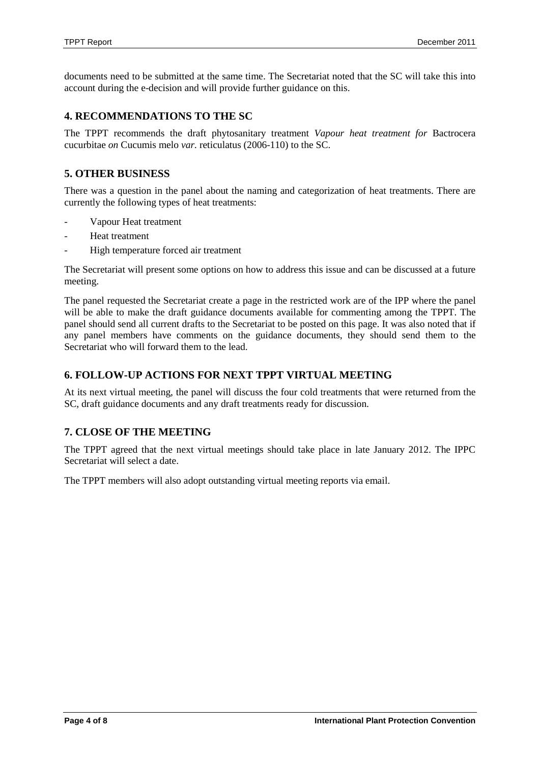documents need to be submitted at the same time. The Secretariat noted that the SC will take this into account during the e-decision and will provide further guidance on this.

## 4. RECOMMENDATIONS TO THE SC

The TPPT recommends the draft phytosanitary treatment *Vapour heat treatment for* Bactrocera cucurbitae *on* Cucumis melo *var.* reticulatus (2006-110) to the SC.

## 5. OTHER BUSINESS

There was a question in the panel about the naming and categorization of heat treatments. There are currently the following types of heat treatments:

- Vapour Heat treatment
- Heat treatment
- High temperature forced air treatment

The Secretariat will present some options on how to address this issue and can be discussed at a future meeting.

The panel requested the Secretariat create a page in the restricted work are of the IPP where the panel will be able to make the draft guidance documents available for commenting among the TPPT. The panel should send all current drafts to the Secretariat to be posted on this page. It was also noted that if any panel members have comments on the guidance documents, they should send them to the Secretariat who will forward them to the lead.

## 6. FOLLOW-UP ACTIONS FOR NEXT TPPT VIRTUAL MEETING

At its next virtual meeting, the panel will discuss the four cold treatments that were returned from the SC, draft guidance documents and any draft treatments ready for discussion.

## 7. CLOSE OF THE MEETING

The TPPT agreed that the next virtual meetings should take place in late January 2012. The IPPC Secretariat will select a date.

The TPPT members will also adopt outstanding virtual meeting reports via email.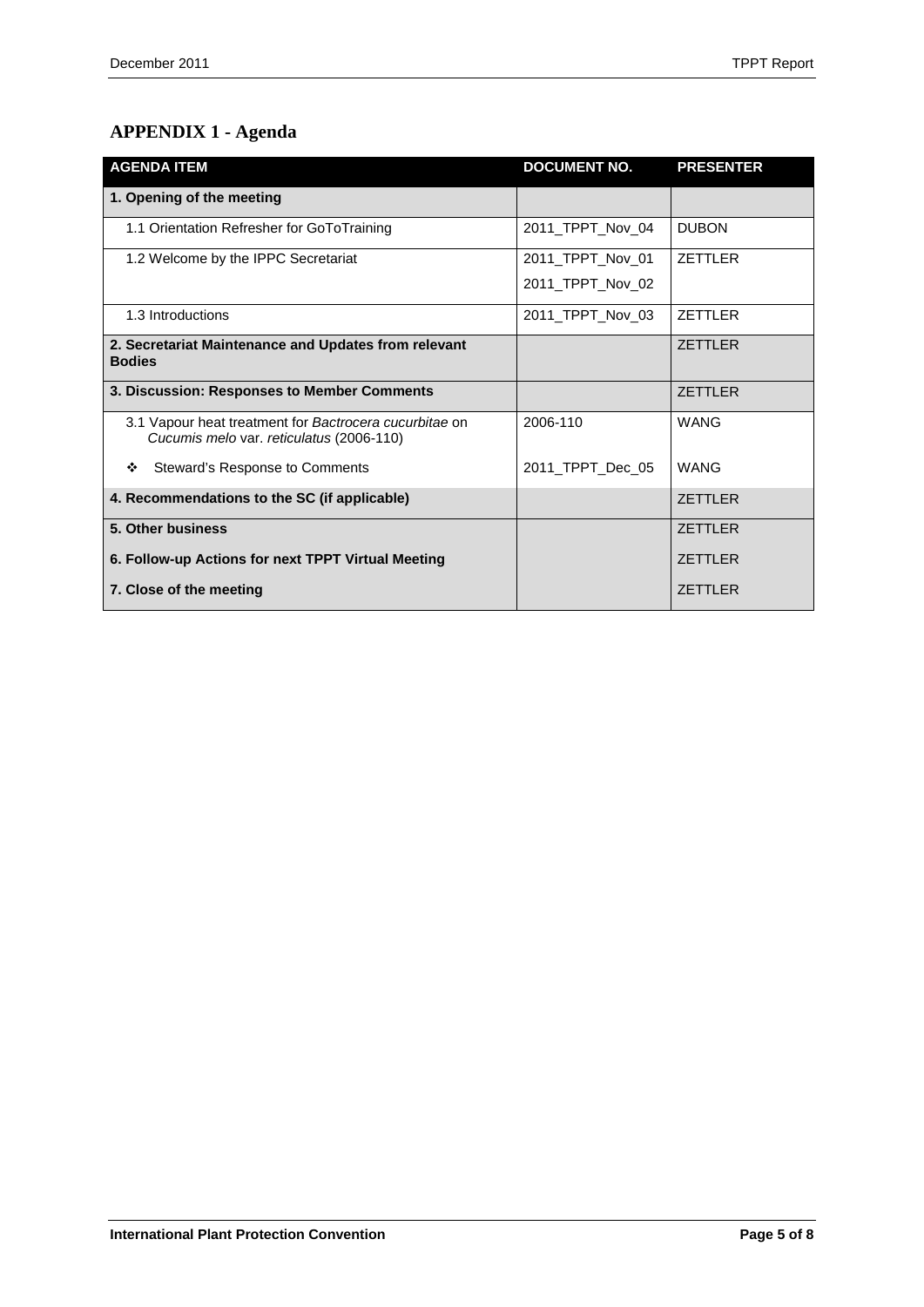## APPENDIX 1 - Agenda

| AGENDA ITEM | DOCUMENT NO. | PRESENTER |
|---|---|---|
| **1. Opening of the meeting** | | |
| 1.1 Orientation Refresher for GoToTraining | 2011_TPPT_Nov_04 | DUBON |
| 1.2 Welcome by the IPPC Secretariat | 2011_TPPT_Nov_01<br>2011_TPPT_Nov_02 | ZETTLER |
| 1.3 Introductions | 2011_TPPT_Nov_03 | ZETTLER |
| **2. Secretariat Maintenance and Updates from relevant Bodies** | | ZETTLER |
| **3. Discussion: Responses to Member Comments** | | ZETTLER |
| 3.1 Vapour heat treatment for *Bactrocera cucurbitae* on *Cucumis melo* var. *reticulatus* (2006-110) | 2006-110 | WANG |
| ❖ Steward's Response to Comments | 2011_TPPT_Dec_05 | WANG |
| **4. Recommendations to the SC (if applicable)** | | ZETTLER |
| **5. Other business** | | ZETTLER |
| **6. Follow-up Actions for next TPPT Virtual Meeting** | | ZETTLER |
| **7. Close of the meeting** | | ZETTLER |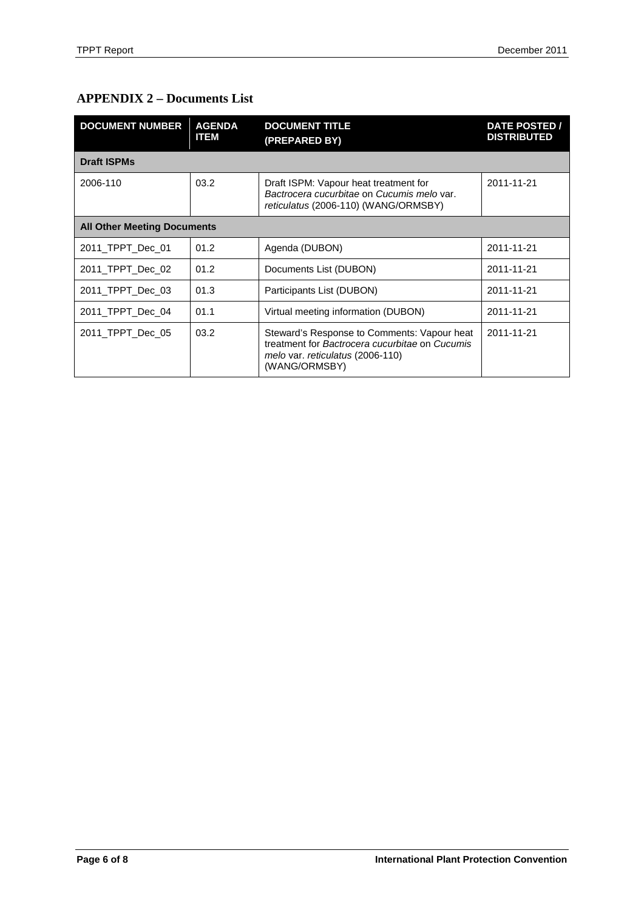## APPENDIX 2 – Documents List

| DOCUMENT NUMBER | AGENDA ITEM | DOCUMENT TITLE (PREPARED BY) | DATE POSTED / DISTRIBUTED |
|---|---|---|---|
| **Draft ISPMs** | | | |
| 2006-110 | 03.2 | Draft ISPM: Vapour heat treatment for *Bactrocera cucurbitae* on *Cucumis melo* var. *reticulatus* (2006-110) (WANG/ORMSBY) | 2011-11-21 |
| **All Other Meeting Documents** | | | |
| 2011_TPPT_Dec_01 | 01.2 | Agenda (DUBON) | 2011-11-21 |
| 2011_TPPT_Dec_02 | 01.2 | Documents List (DUBON) | 2011-11-21 |
| 2011_TPPT_Dec_03 | 01.3 | Participants List (DUBON) | 2011-11-21 |
| 2011_TPPT_Dec_04 | 01.1 | Virtual meeting information (DUBON) | 2011-11-21 |
| 2011_TPPT_Dec_05 | 03.2 | Steward's Response to Comments: Vapour heat treatment for *Bactrocera cucurbitae* on *Cucumis melo* var. *reticulatus* (2006-110) (WANG/ORMSBY) | 2011-11-21 |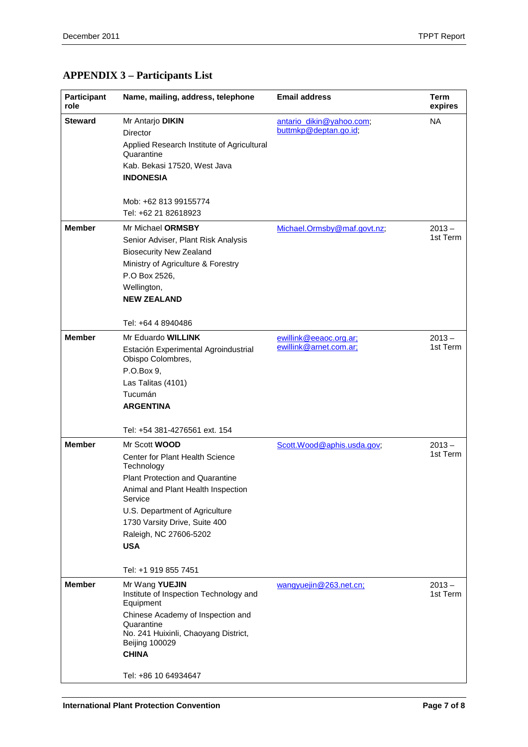## APPENDIX 3 – Participants List

| Participant role | Name, mailing, address, telephone | Email address | Term expires |
|---|---|---|---|
| **Steward** | Mr Antarjo **DIKIN**<br>Director<br>Applied Research Institute of Agricultural Quarantine<br>Kab. Bekasi 17520, West Java<br>**INDONESIA**<br><br>Mob: +62 813 99155774<br>Tel: +62 21 82618923 | antario_dikin@yahoo.com;<br>buttmkp@deptan.go.id; | NA |
| **Member** | Mr Michael **ORMSBY**<br>Senior Adviser, Plant Risk Analysis<br>Biosecurity New Zealand<br>Ministry of Agriculture & Forestry<br>P.O Box 2526,<br>Wellington,<br>**NEW ZEALAND**<br><br>Tel: +64 4 8940486 | Michael.Ormsby@maf.govt.nz; | 2013 – 1st Term |
| **Member** | Mr Eduardo **WILLINK**<br>Estación Experimental Agroindustrial Obispo Colombres,<br>P.O.Box 9,<br>Las Talitas (4101)<br>Tucumán<br>**ARGENTINA**<br><br>Tel: +54 381-4276561 ext. 154 | ewillink@eeaoc.org.ar;<br>ewillink@arnet.com.ar; | 2013 – 1st Term |
| **Member** | Mr Scott **WOOD**<br>Center for Plant Health Science Technology<br>Plant Protection and Quarantine<br>Animal and Plant Health Inspection Service<br>U.S. Department of Agriculture<br>1730 Varsity Drive, Suite 400<br>Raleigh, NC 27606-5202<br>**USA**<br><br>Tel: +1 919 855 7451 | Scott.Wood@aphis.usda.gov; | 2013 – 1st Term |
| **Member** | Mr Wang **YUEJIN**<br>Institute of Inspection Technology and Equipment<br>Chinese Academy of Inspection and Quarantine<br>No. 241 Huixinli, Chaoyang District, Beijing 100029<br>**CHINA**<br><br>Tel: +86 10 64934647 | wangyuejin@263.net.cn; | 2013 – 1st Term |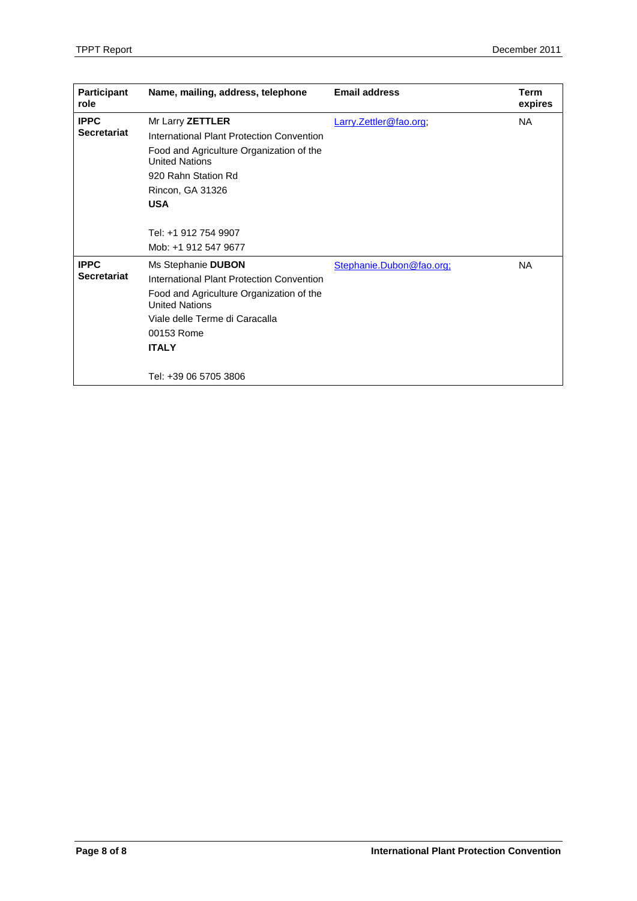| Participant role | Name, mailing, address, telephone | Email address | Term expires |
|---|---|---|---|
| **IPPC Secretariat** | Mr Larry **ZETTLER**<br>International Plant Protection Convention<br>Food and Agriculture Organization of the United Nations<br>920 Rahn Station Rd<br>Rincon, GA 31326<br>**USA**<br><br>Tel: +1 912 754 9907<br>Mob: +1 912 547 9677 | Larry.Zettler@fao.org; | NA |
| **IPPC Secretariat** | Ms Stephanie **DUBON**<br>International Plant Protection Convention<br>Food and Agriculture Organization of the United Nations<br>Viale delle Terme di Caracalla<br>00153 Rome<br>**ITALY**<br><br>Tel: +39 06 5705 3806 | Stephanie.Dubon@fao.org; | NA |